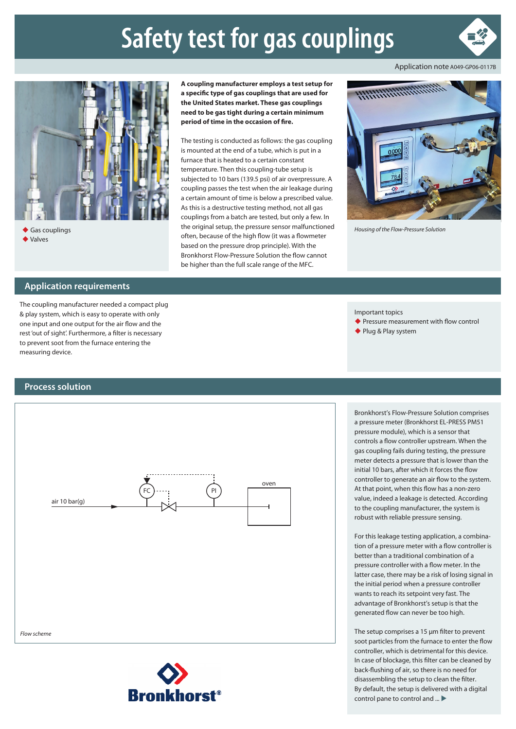# Safety test for gas couplings

Application note A049-GP06-0117B

- Gas couplings
- Valves

**A coupling manufacturer employs a test setup for a specific type of gas couplings that are used for the United States market. These gas couplings need to be gas tight during a certain minimum period of time in the occasion of fire.**

The testing is conducted as follows: the gas coupling is mounted at the end of a tube, which is put in a furnace that is heated to a certain constant temperature. Then this coupling-tube setup is subjected to 10 bars (139.5 psi) of air overpressure. A coupling passes the test when the air leakage during a certain amount of time is below a prescribed value. As this is a destructive testing method, not all gas couplings from a batch are tested, but only a few. In the original setup, the pressure sensor malfunctioned often, because of the high flow (it was a flowmeter based on the pressure drop principle). With the Bronkhorst Flow-Pressure Solution the flow cannot be higher than the full scale range of the MFC.

*Housing of the Flow-Pressure Solution*

## Application requirements

The coupling manufacturer needed a compact plug & play system, which is easy to operate with only one input and one output for the air flow and the rest 'out of sight'. Furthermore, a filter is necessary to prevent soot from the furnace entering the measuring device.

Important topics

- Pressure measurement with flow control
- Plug & Play system

## Process solution

air 10 bar(g) — FC — PI — oven

*Flow scheme*

Bronkhorst's Flow-Pressure Solution comprises a pressure meter (Bronkhorst EL-PRESS PM51 pressure module), which is a sensor that controls a flow controller upstream. When the gas coupling fails during testing, the pressure meter detects a pressure that is lower than the initial 10 bars, after which it forces the flow controller to generate an air flow to the system. At that point, when this flow has a non-zero value, indeed a leakage is detected. According to the coupling manufacturer, the system is robust with reliable pressure sensing.

For this leakage testing application, a combination of a pressure meter with a flow controller is better than a traditional combination of a pressure controller with a flow meter. In the latter case, there may be a risk of losing signal in the initial period when a pressure controller wants to reach its setpoint very fast. The advantage of Bronkhorst's setup is that the generated flow can never be too high.

The setup comprises a 15 µm filter to prevent soot particles from the furnace to enter the flow controller, which is detrimental for this device. In case of blockage, this filter can be cleaned by back-flushing of air, so there is no need for disassembling the setup to clean the filter. By default, the setup is delivered with a digital control pane to control and ... ▶

Bronkhorst®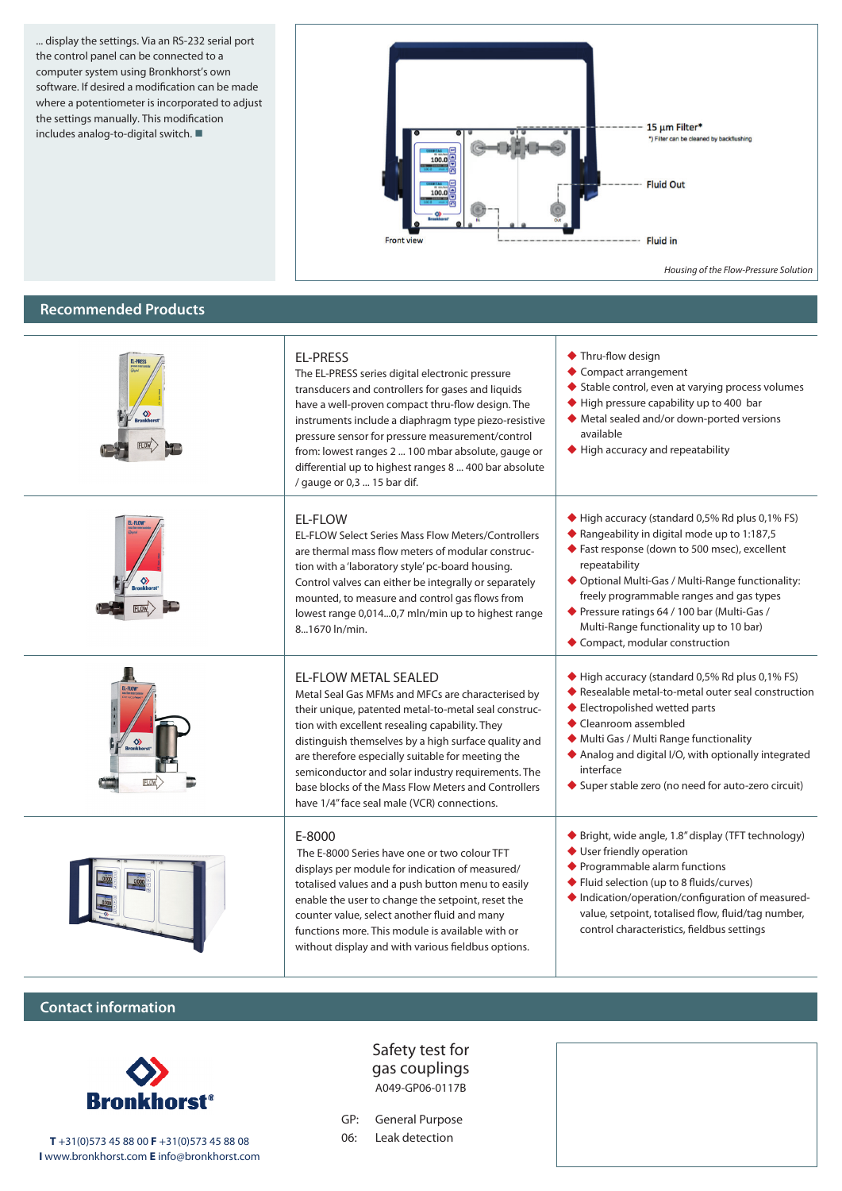... display the settings. Via an RS-232 serial port the control panel can be connected to a computer system using Bronkhorst's own software. If desired a modification can be made where a potentiometer is incorporated to adjust the settings manually. This modification includes analog-to-digital switch. ■

15 µm Filter*

*) Filter can be cleaned by backflushing

Fluid Out

Fluid in

Front view

*Housing of the Flow-Pressure Solution*

## Recommended Products

| | | |
|---|---|---|
| | **EL-PRESS**<br>The EL-PRESS series digital electronic pressure transducers and controllers for gases and liquids have a well-proven compact thru-flow design. The instruments include a diaphragm type piezo-resistive pressure sensor for pressure measurement/control from: lowest ranges 2 ... 100 mbar absolute, gauge or differential up to highest ranges 8 ... 400 bar absolute / gauge or 0,3 ... 15 bar dif. | ◆ Thru-flow design<br>◆ Compact arrangement<br>◆ Stable control, even at varying process volumes<br>◆ High pressure capability up to 400 bar<br>◆ Metal sealed and/or down-ported versions available<br>◆ High accuracy and repeatability |
| | **EL-FLOW**<br>EL-FLOW Select Series Mass Flow Meters/Controllers are thermal mass flow meters of modular construction with a 'laboratory style' pc-board housing. Control valves can either be integrally or separately mounted, to measure and control gas flows from lowest range 0,014...0,7 mln/min up to highest range 8...1670 ln/min. | ◆ High accuracy (standard 0,5% Rd plus 0,1% FS)<br>◆ Rangeability in digital mode up to 1:187,5<br>◆ Fast response (down to 500 msec), excellent repeatability<br>◆ Optional Multi-Gas / Multi-Range functionality: freely programmable ranges and gas types<br>◆ Pressure ratings 64 / 100 bar (Multi-Gas / Multi-Range functionality up to 10 bar)<br>◆ Compact, modular construction |
| | **EL-FLOW METAL SEALED**<br>Metal Seal Gas MFMs and MFCs are characterised by their unique, patented metal-to-metal seal construction with excellent resealing capability. They distinguish themselves by a high surface quality and are therefore especially suitable for meeting the semiconductor and solar industry requirements. The base blocks of the Mass Flow Meters and Controllers have 1/4" face seal male (VCR) connections. | ◆ High accuracy (standard 0,5% Rd plus 0,1% FS)<br>◆ Resealable metal-to-metal outer seal construction<br>◆ Electropolished wetted parts<br>◆ Cleanroom assembled<br>◆ Multi Gas / Multi Range functionality<br>◆ Analog and digital I/O, with optionally integrated interface<br>◆ Super stable zero (no need for auto-zero circuit) |
| | **E-8000**<br>The E-8000 Series have one or two colour TFT displays per module for indication of measured/ totalised values and a push button menu to easily enable the user to change the setpoint, reset the counter value, select another fluid and many functions more. This module is available with or without display and with various fieldbus options. | ◆ Bright, wide angle, 1.8" display (TFT technology)<br>◆ User friendly operation<br>◆ Programmable alarm functions<br>◆ Fluid selection (up to 8 fluids/curves)<br>◆ Indication/operation/configuration of measured-value, setpoint, totalised flow, fluid/tag number, control characteristics, fieldbus settings |

## Contact information

Bronkhorst®

**T** +31(0)573 45 88 00 **F** +31(0)573 45 88 08
**I** www.bronkhorst.com **E** info@bronkhorst.com

Safety test for gas couplings
A049-GP06-0117B

GP: General Purpose
06: Leak detection